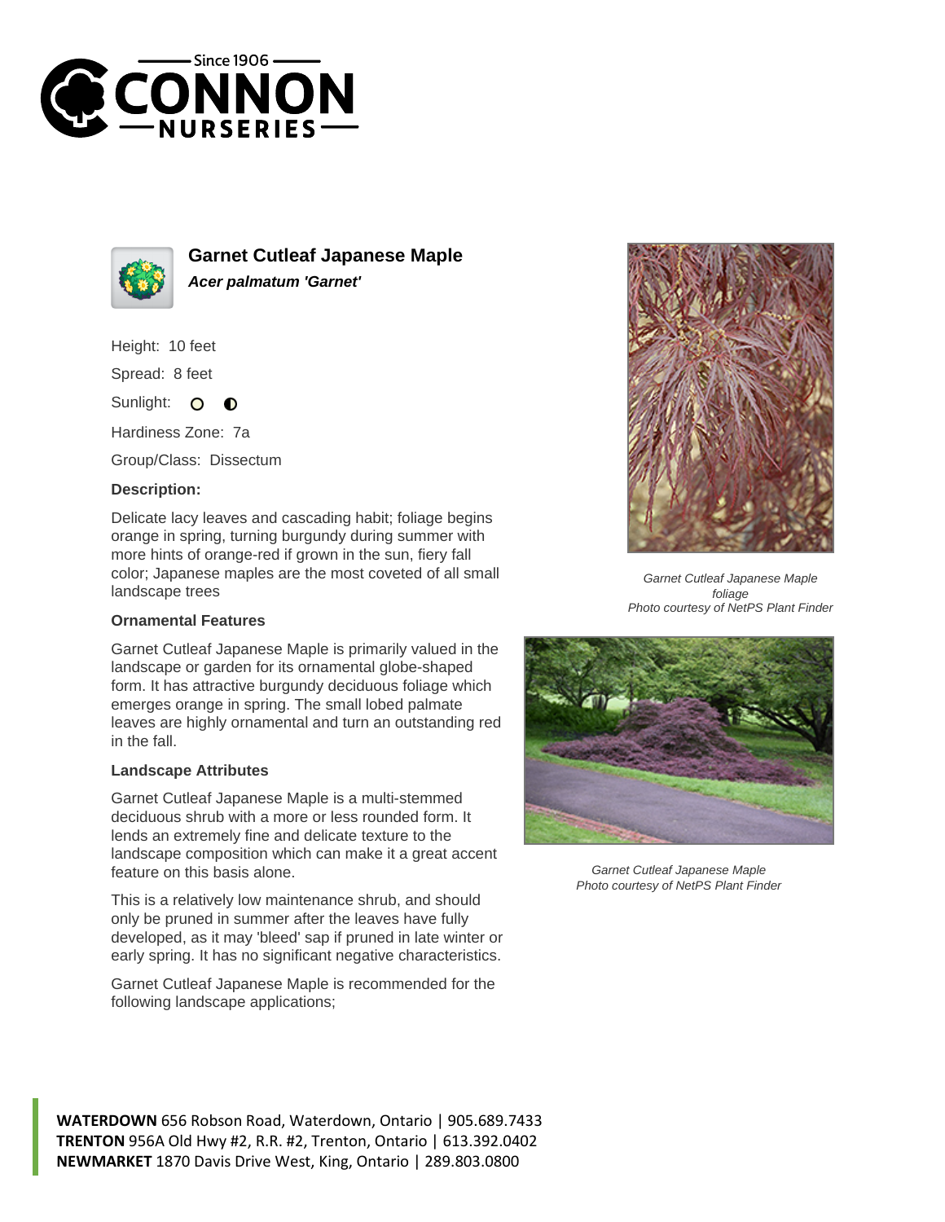# Garnet Cutleaf Japanese Maple

***Acer palmatum 'Garnet'***

Height: 10 feet

Spread: 8 feet

Sunlight:

Hardiness Zone: 7a

Group/Class: Dissectum

**Description:**

Delicate lacy leaves and cascading habit; foliage begins orange in spring, turning burgundy during summer with more hints of orange-red if grown in the sun, fiery fall color; Japanese maples are the most coveted of all small landscape trees

### Ornamental Features

Garnet Cutleaf Japanese Maple is primarily valued in the landscape or garden for its ornamental globe-shaped form. It has attractive burgundy deciduous foliage which emerges orange in spring. The small lobed palmate leaves are highly ornamental and turn an outstanding red in the fall.

### Landscape Attributes

Garnet Cutleaf Japanese Maple is a multi-stemmed deciduous shrub with a more or less rounded form. It lends an extremely fine and delicate texture to the landscape composition which can make it a great accent feature on this basis alone.

This is a relatively low maintenance shrub, and should only be pruned in summer after the leaves have fully developed, as it may 'bleed' sap if pruned in late winter or early spring. It has no significant negative characteristics.

Garnet Cutleaf Japanese Maple is recommended for the following landscape applications;

*Garnet Cutleaf Japanese Maple foliage*
*Photo courtesy of NetPS Plant Finder*

*Garnet Cutleaf Japanese Maple*
*Photo courtesy of NetPS Plant Finder*

**WATERDOWN** 656 Robson Road, Waterdown, Ontario | 905.689.7433
**TRENTON** 956A Old Hwy #2, R.R. #2, Trenton, Ontario | 613.392.0402
**NEWMARKET** 1870 Davis Drive West, King, Ontario | 289.803.0800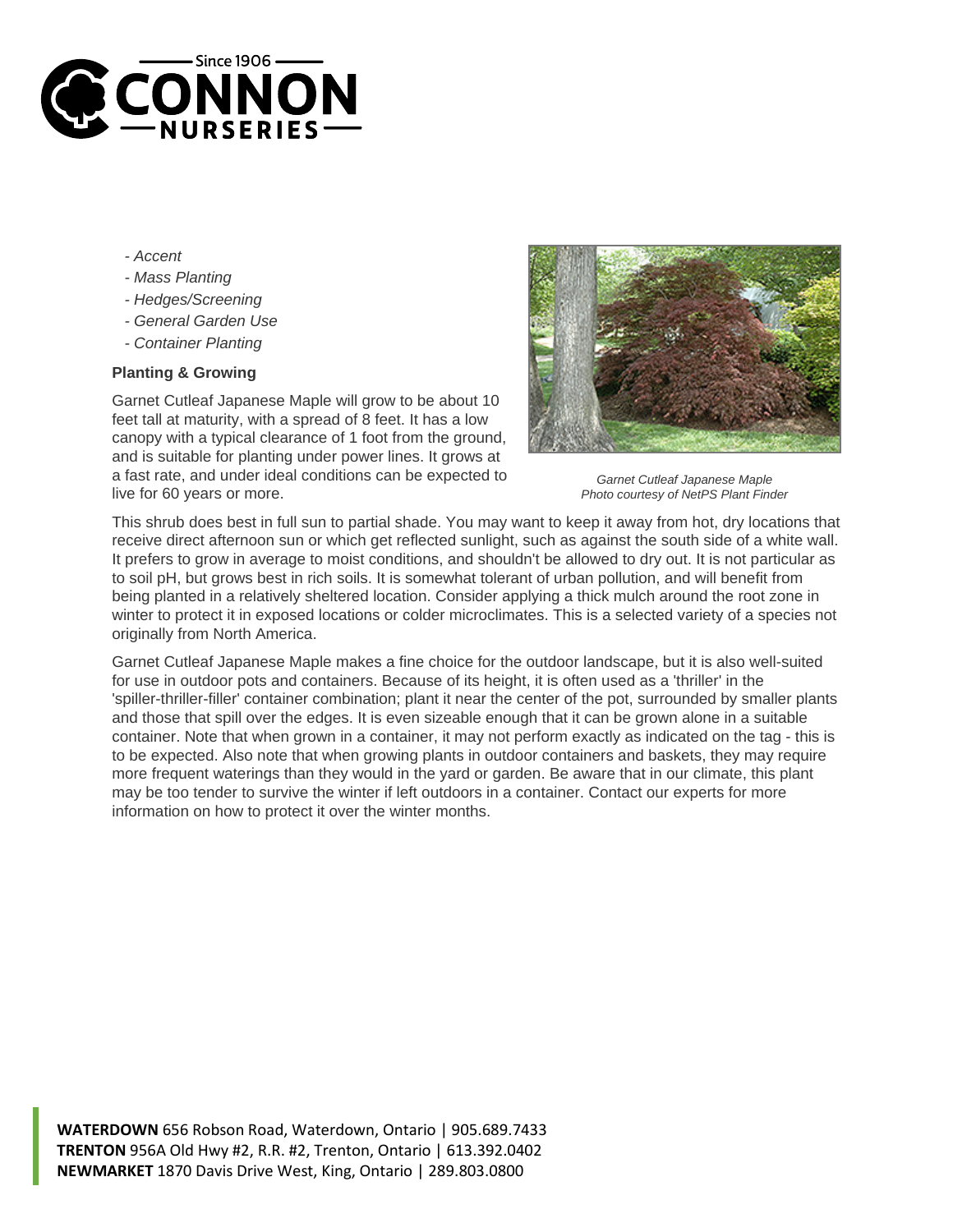- *Accent*
- *Mass Planting*
- *Hedges/Screening*
- *General Garden Use*
- *Container Planting*

**Planting & Growing**

Garnet Cutleaf Japanese Maple will grow to be about 10 feet tall at maturity, with a spread of 8 feet. It has a low canopy with a typical clearance of 1 foot from the ground, and is suitable for planting under power lines. It grows at a fast rate, and under ideal conditions can be expected to live for 60 years or more.

*Garnet Cutleaf Japanese Maple*
*Photo courtesy of NetPS Plant Finder*

This shrub does best in full sun to partial shade. You may want to keep it away from hot, dry locations that receive direct afternoon sun or which get reflected sunlight, such as against the south side of a white wall. It prefers to grow in average to moist conditions, and shouldn't be allowed to dry out. It is not particular as to soil pH, but grows best in rich soils. It is somewhat tolerant of urban pollution, and will benefit from being planted in a relatively sheltered location. Consider applying a thick mulch around the root zone in winter to protect it in exposed locations or colder microclimates. This is a selected variety of a species not originally from North America.

Garnet Cutleaf Japanese Maple makes a fine choice for the outdoor landscape, but it is also well-suited for use in outdoor pots and containers. Because of its height, it is often used as a 'thriller' in the 'spiller-thriller-filler' container combination; plant it near the center of the pot, surrounded by smaller plants and those that spill over the edges. It is even sizeable enough that it can be grown alone in a suitable container. Note that when grown in a container, it may not perform exactly as indicated on the tag - this is to be expected. Also note that when growing plants in outdoor containers and baskets, they may require more frequent waterings than they would in the yard or garden. Be aware that in our climate, this plant may be too tender to survive the winter if left outdoors in a container. Contact our experts for more information on how to protect it over the winter months.